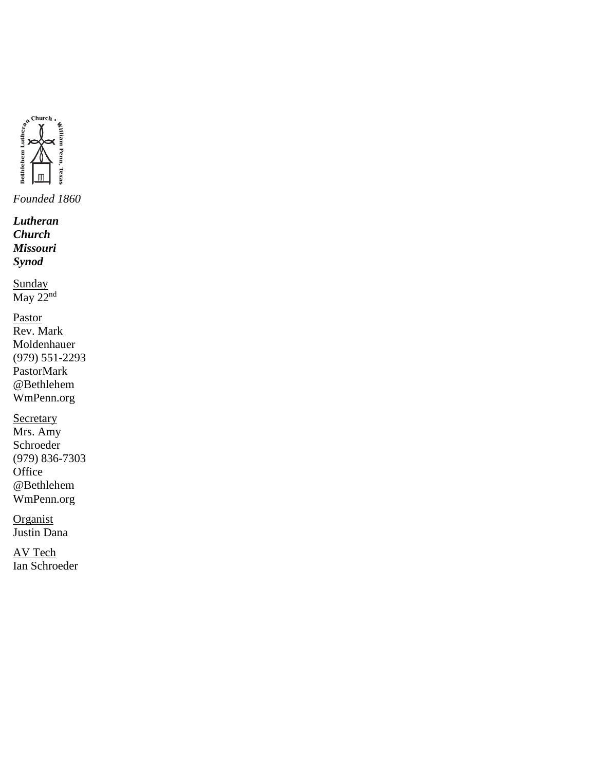Bethlehem Lutheran Church • William Penn, Texas

*Founded 1860*

***Lutheran Church Missouri Synod***

<u>Sunday</u>
May 22nd

<u>Pastor</u>
Rev. Mark Moldenhauer
(979) 551-2293
PastorMark@BethlehemWmPenn.org

<u>Secretary</u>
Mrs. Amy Schroeder
(979) 836-7303
Office@BethlehemWmPenn.org

<u>Organist</u>
Justin Dana

<u>AV Tech</u>
Ian Schroeder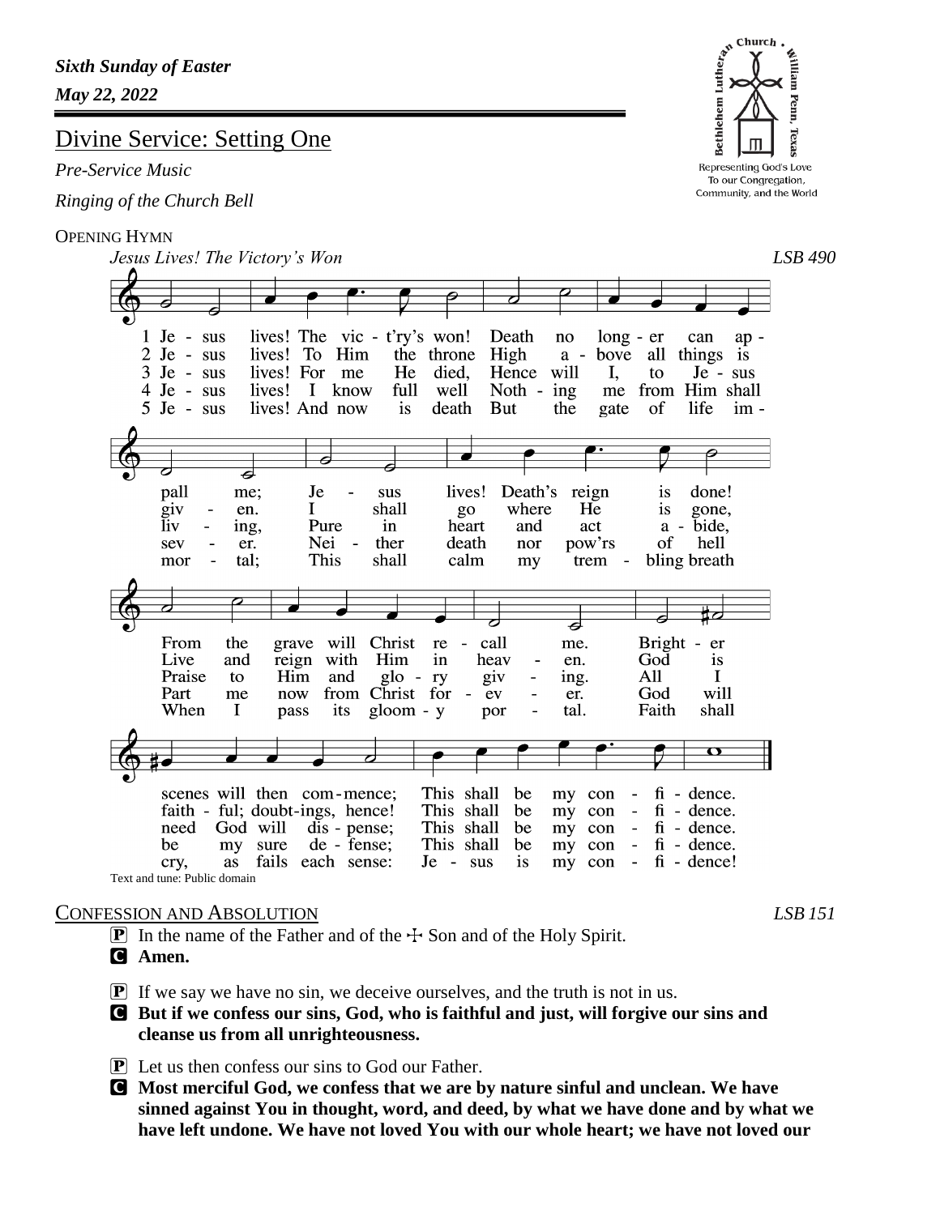*Sixth Sunday of Easter*

*May 22, 2022*

Bethlehem Lutheran Church · William Penn, Texas

Representing God's Love To our Congregation, Community, and the World

# Divine Service: Setting One

*Pre-Service Music*

*Ringing of the Church Bell*

## Opening Hymn

*Jesus Lives! The Victory's Won* *LSB 490*

1 Jesus lives! The vict'ry's won! Death no longer can appall me; Jesus lives! Death's reign is done! From the grave will Christ recall me. Brighter scenes will then commence; This shall be my confidence.

2 Jesus lives! To Him the throne High above all things is given. I shall go where He is gone, Live and reign with Him in heaven. God is faithful; doubtings, hence! This shall be my confidence.

3 Jesus lives! For me He died, Hence will I, to Jesus living, Pure in heart and act abide, Praise to Him and glory giving. All I need God will dispense; This shall be my confidence.

4 Jesus lives! I know full well Nothing me from Him shall sever. Neither death nor pow'rs of hell Part me now from Christ forever. God will be my sure defense; This shall be my confidence.

5 Jesus lives! And now is death But the gate of life immortal; This shall calm my trembling breath When I pass its gloomy portal. Faith shall cry, as fails each sense: Jesus is my confidence!

Text and tune: Public domain

## Confession and Absolution *LSB 151*

P In the name of the Father and of the ☩ Son and of the Holy Spirit.

C **Amen.**

P If we say we have no sin, we deceive ourselves, and the truth is not in us.

C **But if we confess our sins, God, who is faithful and just, will forgive our sins and cleanse us from all unrighteousness.**

P Let us then confess our sins to God our Father.

C **Most merciful God, we confess that we are by nature sinful and unclean. We have sinned against You in thought, word, and deed, by what we have done and by what we have left undone. We have not loved You with our whole heart; we have not loved our**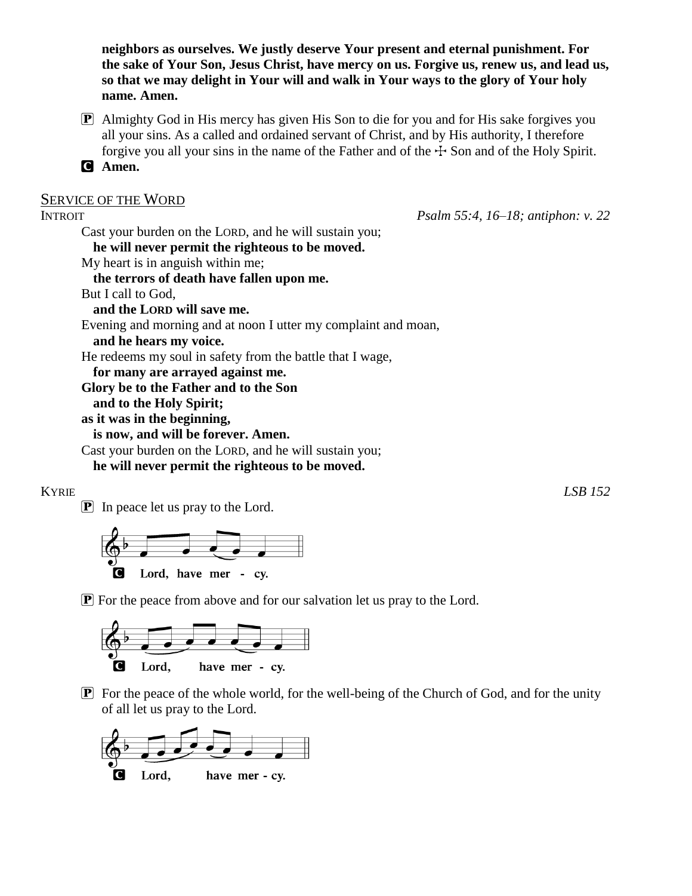**neighbors as ourselves. We justly deserve Your present and eternal punishment. For the sake of Your Son, Jesus Christ, have mercy on us. Forgive us, renew us, and lead us, so that we may delight in Your will and walk in Your ways to the glory of Your holy name. Amen.**

P Almighty God in His mercy has given His Son to die for you and for His sake forgives you all your sins. As a called and ordained servant of Christ, and by His authority, I therefore forgive you all your sins in the name of the Father and of the ☩ Son and of the Holy Spirit.

C **Amen.**

## SERVICE OF THE WORD

INTROIT *Psalm 55:4, 16–18; antiphon: v. 22*

Cast your burden on the LORD, and he will sustain you;
**he will never permit the righteous to be moved.**
My heart is in anguish within me;
**the terrors of death have fallen upon me.**
But I call to God,
**and the LORD will save me.**
Evening and morning and at noon I utter my complaint and moan,
**and he hears my voice.**
He redeems my soul in safety from the battle that I wage,
**for many are arrayed against me.**
**Glory be to the Father and to the Son**
**and to the Holy Spirit;**
**as it was in the beginning,**
**is now, and will be forever. Amen.**
Cast your burden on the LORD, and he will sustain you;
**he will never permit the righteous to be moved.**

KYRIE *LSB 152*

P In peace let us pray to the Lord.

C **Lord, have mer - cy.**

P For the peace from above and for our salvation let us pray to the Lord.

C **Lord, have mer - cy.**

P For the peace of the whole world, for the well-being of the Church of God, and for the unity of all let us pray to the Lord.

C **Lord, have mer - cy.**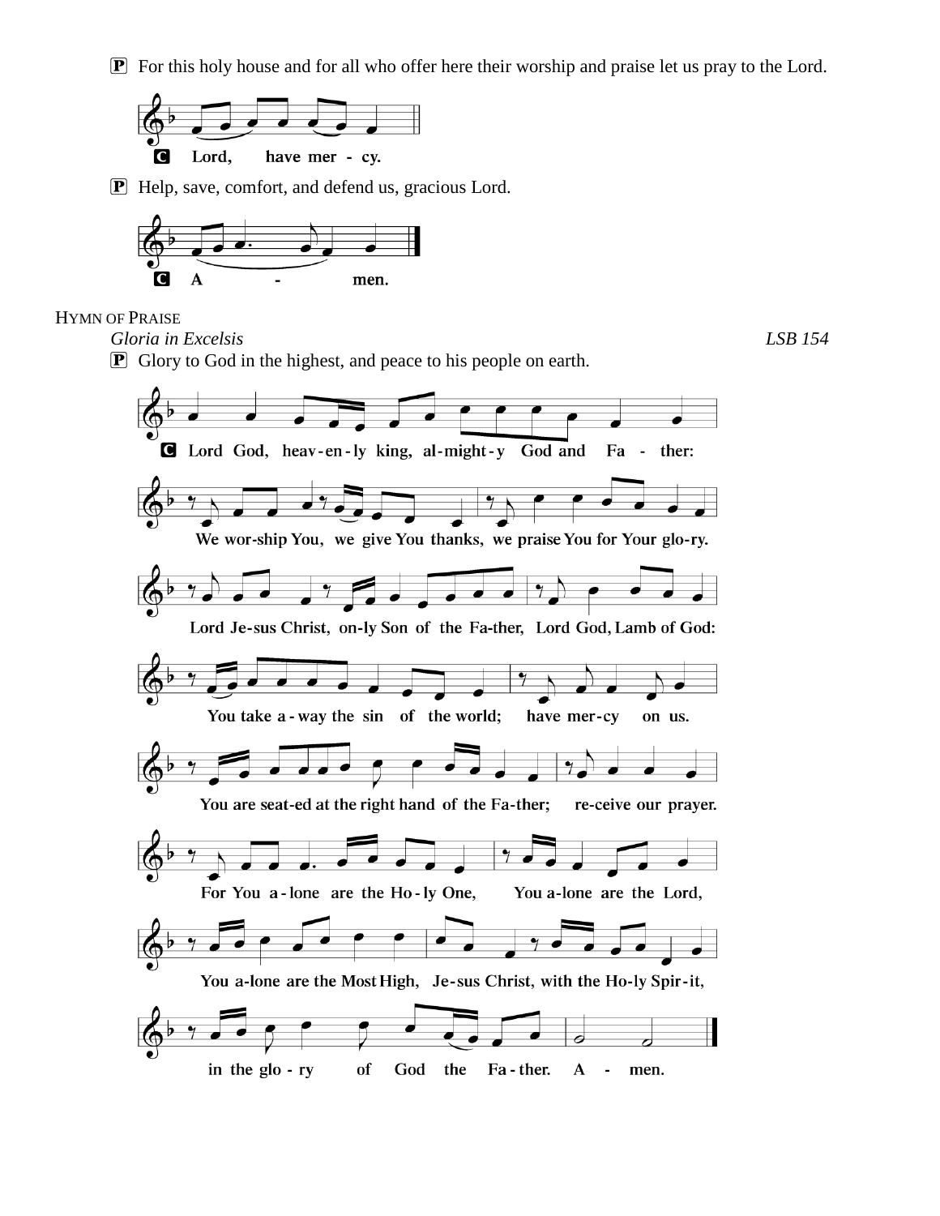P For this holy house and for all who offer here their worship and praise let us pray to the Lord.

C Lord, have mer - cy.

P Help, save, comfort, and defend us, gracious Lord.

C A - men.

HYMN OF PRAISE

*Gloria in Excelsis* *LSB 154*

P Glory to God in the highest, and peace to his people on earth.

C Lord God, heav-en-ly king, al-might-y God and Fa - ther:

We wor-ship You, we give You thanks, we praise You for Your glo-ry.

Lord Je-sus Christ, on-ly Son of the Fa-ther, Lord God, Lamb of God:

You take a-way the sin of the world; have mer-cy on us.

You are seat-ed at the right hand of the Fa-ther; re-ceive our prayer.

For You a-lone are the Ho-ly One, You a-lone are the Lord,

You a-lone are the Most High, Je-sus Christ, with the Ho-ly Spir-it,

in the glo - ry of God the Fa-ther. A - men.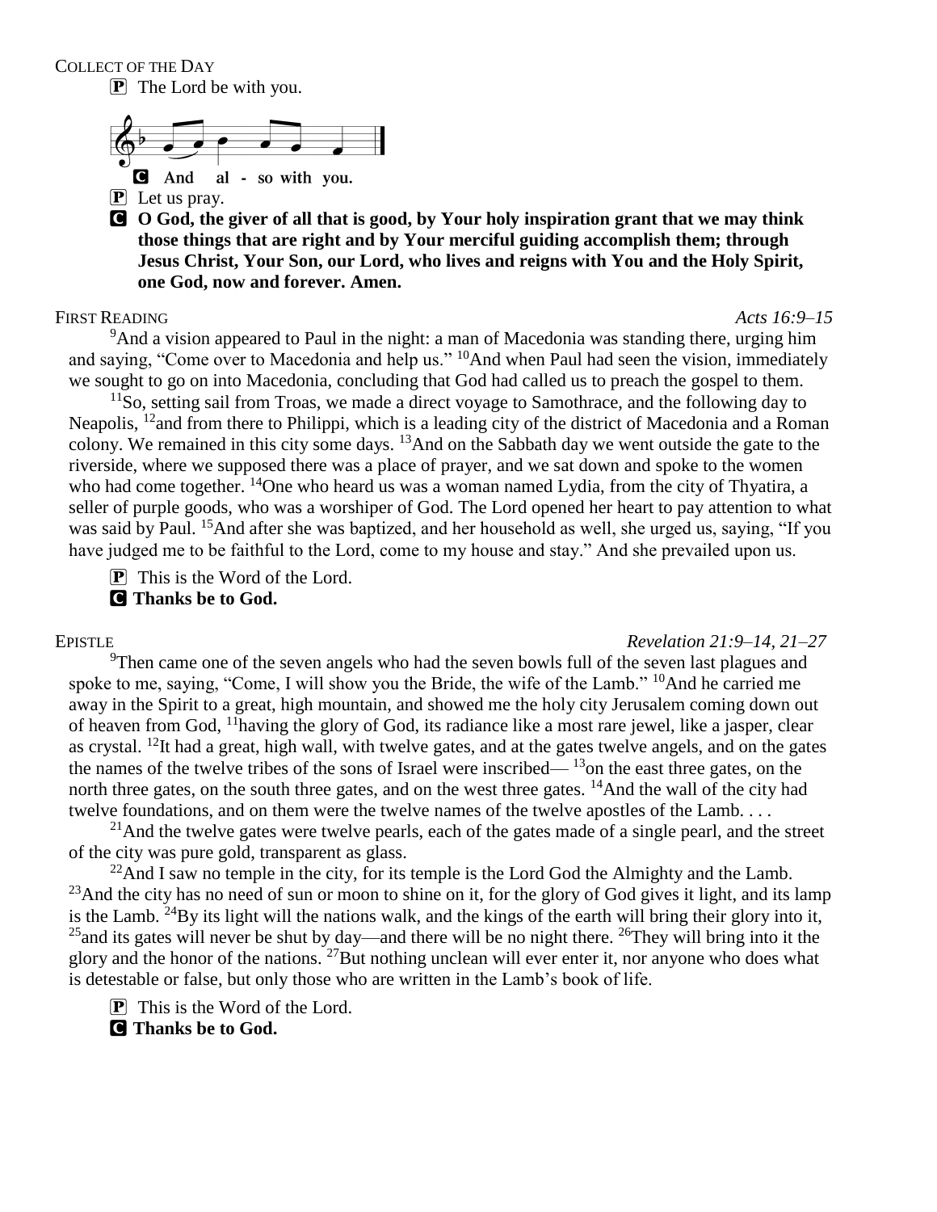COLLECT OF THE DAY

P The Lord be with you.

C **And also with you.**

P Let us pray.

C **O God, the giver of all that is good, by Your holy inspiration grant that we may think those things that are right and by Your merciful guiding accomplish them; through Jesus Christ, Your Son, our Lord, who lives and reigns with You and the Holy Spirit, one God, now and forever. Amen.**

FIRST READING *Acts 16:9–15*

[9]And a vision appeared to Paul in the night: a man of Macedonia was standing there, urging him and saying, "Come over to Macedonia and help us." [10]And when Paul had seen the vision, immediately we sought to go on into Macedonia, concluding that God had called us to preach the gospel to them.

[11]So, setting sail from Troas, we made a direct voyage to Samothrace, and the following day to Neapolis, [12]and from there to Philippi, which is a leading city of the district of Macedonia and a Roman colony. We remained in this city some days. [13]And on the Sabbath day we went outside the gate to the riverside, where we supposed there was a place of prayer, and we sat down and spoke to the women who had come together. [14]One who heard us was a woman named Lydia, from the city of Thyatira, a seller of purple goods, who was a worshiper of God. The Lord opened her heart to pay attention to what was said by Paul. [15]And after she was baptized, and her household as well, she urged us, saying, "If you have judged me to be faithful to the Lord, come to my house and stay." And she prevailed upon us.

P This is the Word of the Lord.

C **Thanks be to God.**

EPISTLE *Revelation 21:9–14, 21–27*

[9]Then came one of the seven angels who had the seven bowls full of the seven last plagues and spoke to me, saying, "Come, I will show you the Bride, the wife of the Lamb." [10]And he carried me away in the Spirit to a great, high mountain, and showed me the holy city Jerusalem coming down out of heaven from God, [11]having the glory of God, its radiance like a most rare jewel, like a jasper, clear as crystal. [12]It had a great, high wall, with twelve gates, and at the gates twelve angels, and on the gates the names of the twelve tribes of the sons of Israel were inscribed— [13]on the east three gates, on the north three gates, on the south three gates, and on the west three gates. [14]And the wall of the city had twelve foundations, and on them were the twelve names of the twelve apostles of the Lamb. . . .

[21]And the twelve gates were twelve pearls, each of the gates made of a single pearl, and the street of the city was pure gold, transparent as glass.

[22]And I saw no temple in the city, for its temple is the Lord God the Almighty and the Lamb. [23]And the city has no need of sun or moon to shine on it, for the glory of God gives it light, and its lamp is the Lamb. [24]By its light will the nations walk, and the kings of the earth will bring their glory into it, [25]and its gates will never be shut by day—and there will be no night there. [26]They will bring into it the glory and the honor of the nations. [27]But nothing unclean will ever enter it, nor anyone who does what is detestable or false, but only those who are written in the Lamb's book of life.

P This is the Word of the Lord.

C **Thanks be to God.**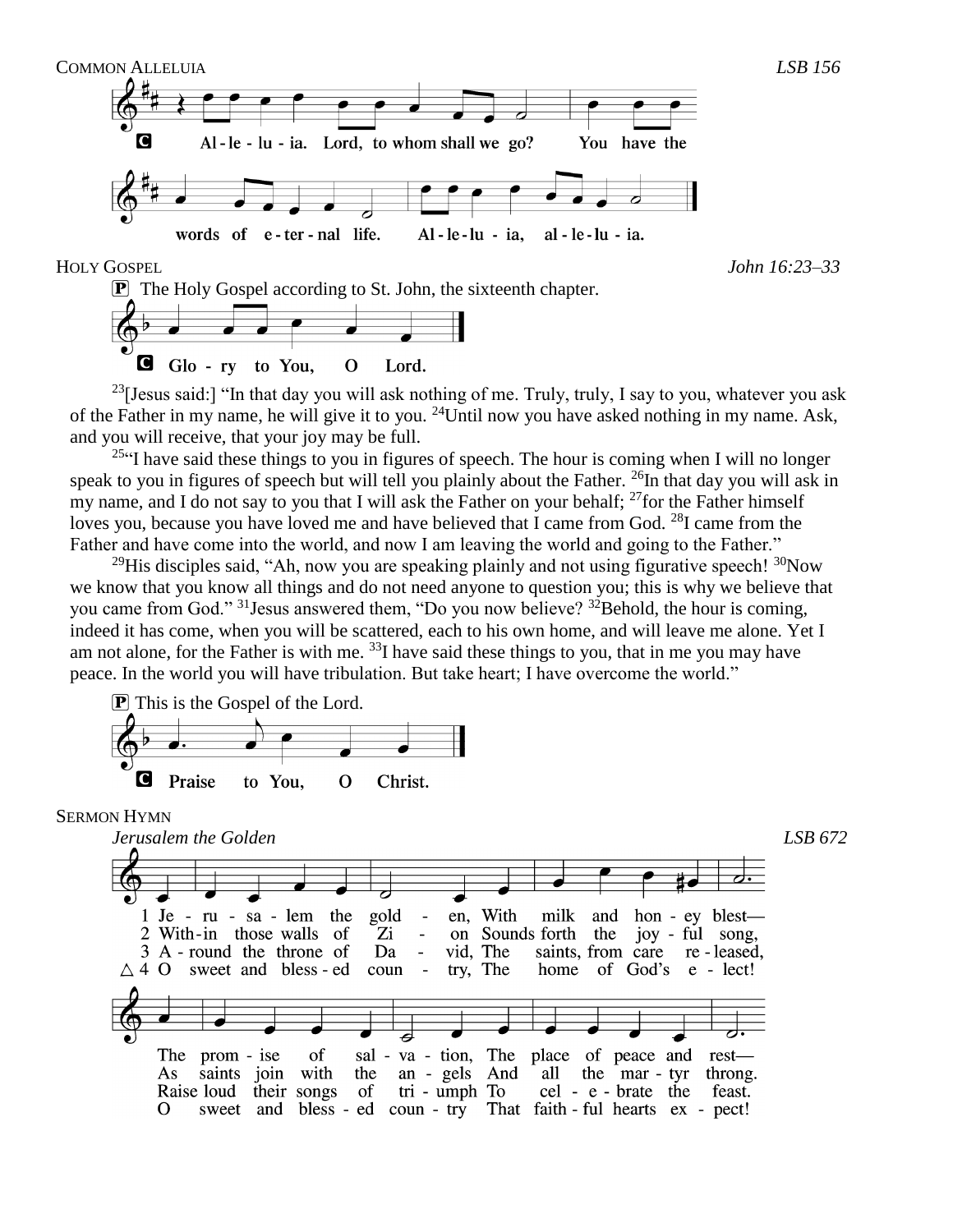COMMON ALLELUIA *LSB 156*

C Alleluia. Lord, to whom shall we go? You have the words of eternal life. Alleluia, alleluia.

HOLY GOSPEL *John 16:23–33*

P The Holy Gospel according to St. John, the sixteenth chapter.

C Glory to You, O Lord.

[23][Jesus said:] "In that day you will ask nothing of me. Truly, truly, I say to you, whatever you ask of the Father in my name, he will give it to you. [24]Until now you have asked nothing in my name. Ask, and you will receive, that your joy may be full.

[25]"I have said these things to you in figures of speech. The hour is coming when I will no longer speak to you in figures of speech but will tell you plainly about the Father. [26]In that day you will ask in my name, and I do not say to you that I will ask the Father on your behalf; [27]for the Father himself loves you, because you have loved me and have believed that I came from God. [28]I came from the Father and have come into the world, and now I am leaving the world and going to the Father."

[29]His disciples said, "Ah, now you are speaking plainly and not using figurative speech! [30]Now we know that you know all things and do not need anyone to question you; this is why we believe that you came from God." [31]Jesus answered them, "Do you now believe? [32]Behold, the hour is coming, indeed it has come, when you will be scattered, each to his own home, and will leave me alone. Yet I am not alone, for the Father is with me. [33]I have said these things to you, that in me you may have peace. In the world you will have tribulation. But take heart; I have overcome the world."

P This is the Gospel of the Lord.

C Praise to You, O Christ.

SERMON HYMN

*Jerusalem the Golden* *LSB 672*

1 Jerusalem the golden, With milk and honey blest—
The promise of salvation, The place of peace and rest—

2 Within those walls of Zion Sounds forth the joyful song,
As saints join with the angels And all the martyr throng.

3 Around the throne of David, The saints, from care released,
Raise loud their songs of triumph To celebrate the feast.

△ 4 O sweet and blessed country, The home of God's elect!
O sweet and blessed country That faithful hearts expect!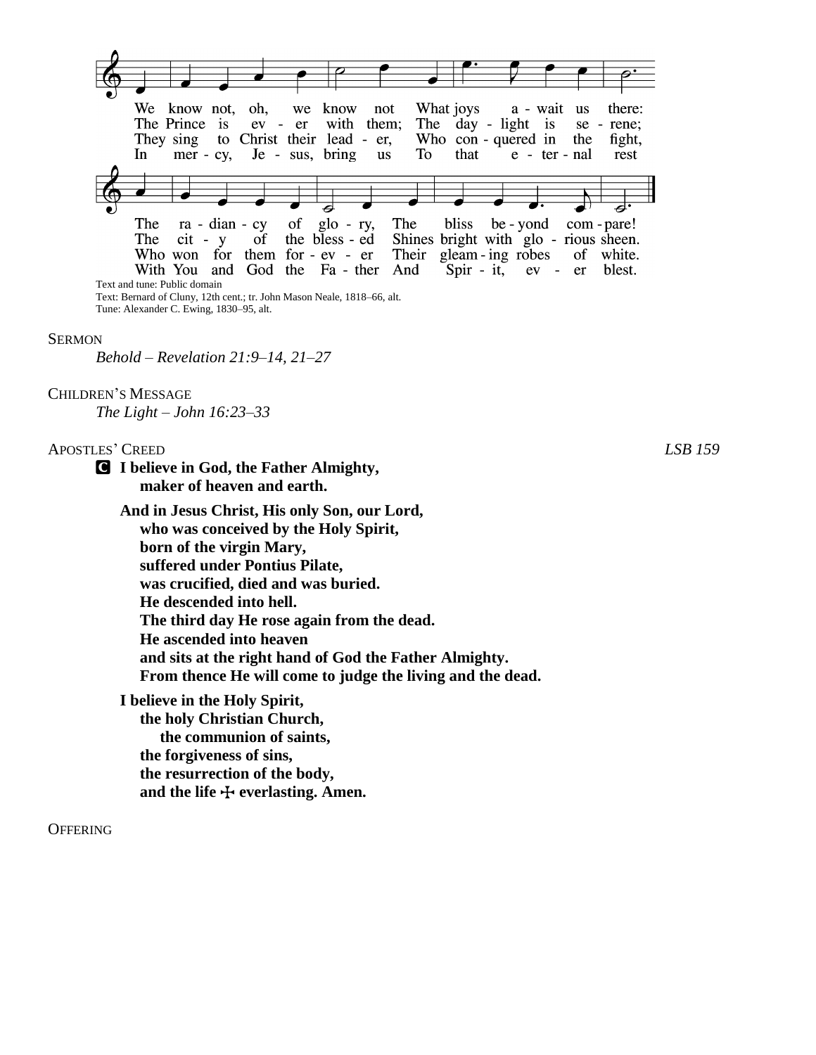We know not, oh, we know not What joys a - wait us there:
The Prince is ev - er with them; The day - light is se - rene;
They sing to Christ their lead - er, Who con - quered in the fight,
In mer - cy, Je - sus, bring us To that e - ter - nal rest

The ra - dian - cy of glo - ry, The bliss be - yond com - pare!
The cit - y of the bless - ed Shines bright with glo - rious sheen.
Who won for them for - ev - er Their gleam - ing robes of white.
With You and God the Fa - ther And Spir - it, ev - er blest.

Text and tune: Public domain
Text: Bernard of Cluny, 12th cent.; tr. John Mason Neale, 1818–66, alt.
Tune: Alexander C. Ewing, 1830–95, alt.

SERMON

*Behold – Revelation 21:9–14, 21–27*

CHILDREN'S MESSAGE

*The Light – John 16:23–33*

APOSTLES' CREED *LSB 159*

C **I believe in God, the Father Almighty,**
**maker of heaven and earth.**

**And in Jesus Christ, His only Son, our Lord,**
**who was conceived by the Holy Spirit,**
**born of the virgin Mary,**
**suffered under Pontius Pilate,**
**was crucified, died and was buried.**
**He descended into hell.**
**The third day He rose again from the dead.**
**He ascended into heaven**
**and sits at the right hand of God the Father Almighty.**
**From thence He will come to judge the living and the dead.**

**I believe in the Holy Spirit,**
**the holy Christian Church,**
**the communion of saints,**
**the forgiveness of sins,**
**the resurrection of the body,**
**and the life ☩ everlasting. Amen.**

OFFERING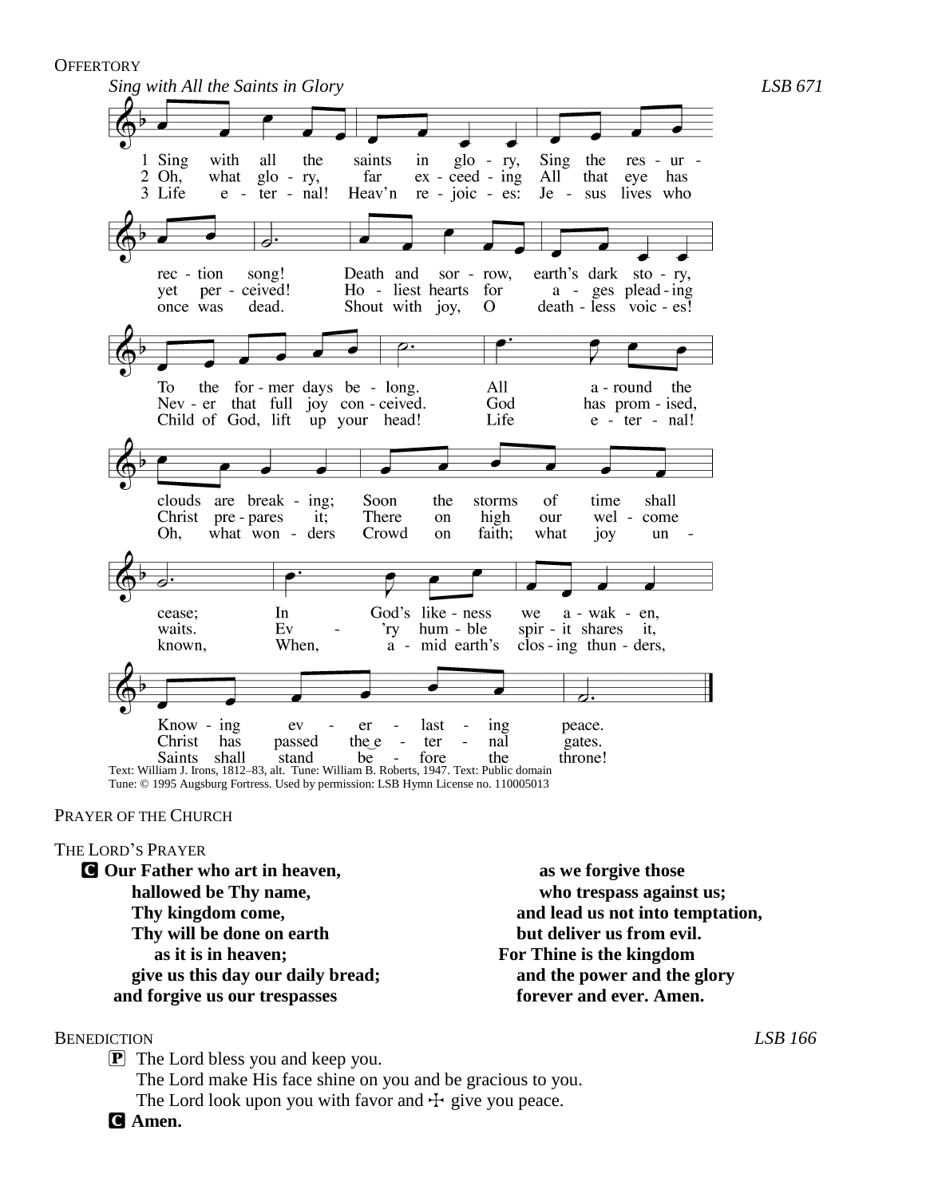## Offertory

*Sing with All the Saints in Glory* *LSB 671*

1 Sing with all the saints in glory, Sing the resurrection song!
Death and sorrow, earth's dark story, To the former days belong.
All around the clouds are breaking; Soon the storms of time shall cease;
In God's likeness we awaken, Knowing everlasting peace.

2 Oh, what glory, far exceeding All that eye has yet perceived!
Holiest hearts for ages pleading Never that full joy conceived.
God has promised, Christ prepares it; There on high our welcome waits.
Every humble spirit shares it, Christ has passed the eternal gates.

3 Life eternal! Heav'n rejoices: Jesus lives who once was dead.
Shout with joy, O deathless voices! Child of God, lift up your head!
Life eternal! Oh, what wonders Crowd on faith; what joy unknown,
When, amid earth's closing thunders, Saints shall stand before the throne!

Text: William J. Irons, 1812–83, alt. Tune: William B. Roberts, 1947. Text: Public domain
Tune: © 1995 Augsburg Fortress. Used by permission: LSB Hymn License no. 110005013

## Prayer of the Church

## The Lord's Prayer

**C Our Father who art in heaven,**
**hallowed be Thy name,**
**Thy kingdom come,**
**Thy will be done on earth**
**as it is in heaven;**
**give us this day our daily bread;**
**and forgive us our trespasses**
**as we forgive those**
**who trespass against us;**
**and lead us not into temptation,**
**but deliver us from evil.**
**For Thine is the kingdom**
**and the power and the glory**
**forever and ever. Amen.**

## Benediction *LSB 166*

P The Lord bless you and keep you.
The Lord make His face shine on you and be gracious to you.
The Lord look upon you with favor and ☩ give you peace.

**C Amen.**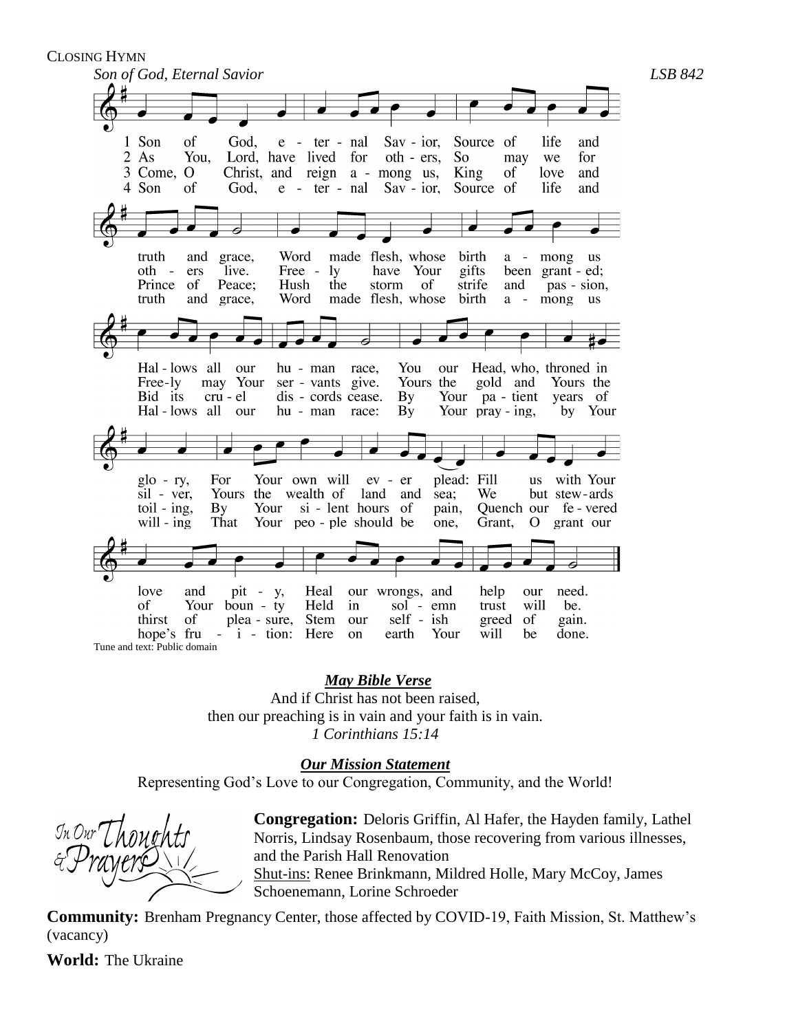CLOSING HYMN

*Son of God, Eternal Savior* *LSB 842*

1 Son of God, eternal Savior, Source of life and truth and grace, Word made flesh, whose birth among us Hallows all our human race, You our Head, who, throned in glory, For Your own will ever plead: Fill us with Your love and pity, Heal our wrongs, and help our need.

2 As You, Lord, have lived for others, So may we for others live. Freely have Your gifts been granted; Freely may Your servants give. Yours the gold and Yours the silver, Yours the wealth of land and sea; We but stewards of Your bounty Held in solemn trust will be.

3 Come, O Christ, and reign among us, King of love and Prince of Peace; Hush the storm of strife and passion, Bid its cruel discords cease. By Your patient years of toiling, By Your silent hours of pain, Quench our fevered thirst of pleasure, Stem our selfish greed of gain.

4 Son of God, eternal Savior, Source of life and truth and grace, Word made flesh, whose birth among us Hallows all our human race: By Your praying, by Your willing That Your people should be one, Grant, O grant our hope's fruition: Here on earth Your will be done.

Tune and text: Public domain

***May Bible Verse***

And if Christ has not been raised,
then our preaching is in vain and your faith is in vain.
*1 Corinthians 15:14*

***Our Mission Statement***

Representing God's Love to our Congregation, Community, and the World!

In Our Thoughts & Prayers

**Congregation:** Deloris Griffin, Al Hafer, the Hayden family, Lathel Norris, Lindsay Rosenbaum, those recovering from various illnesses, and the Parish Hall Renovation
Shut-ins: Renee Brinkmann, Mildred Holle, Mary McCoy, James Schoenemann, Lorine Schroeder

**Community:** Brenham Pregnancy Center, those affected by COVID-19, Faith Mission, St. Matthew's (vacancy)

**World:** The Ukraine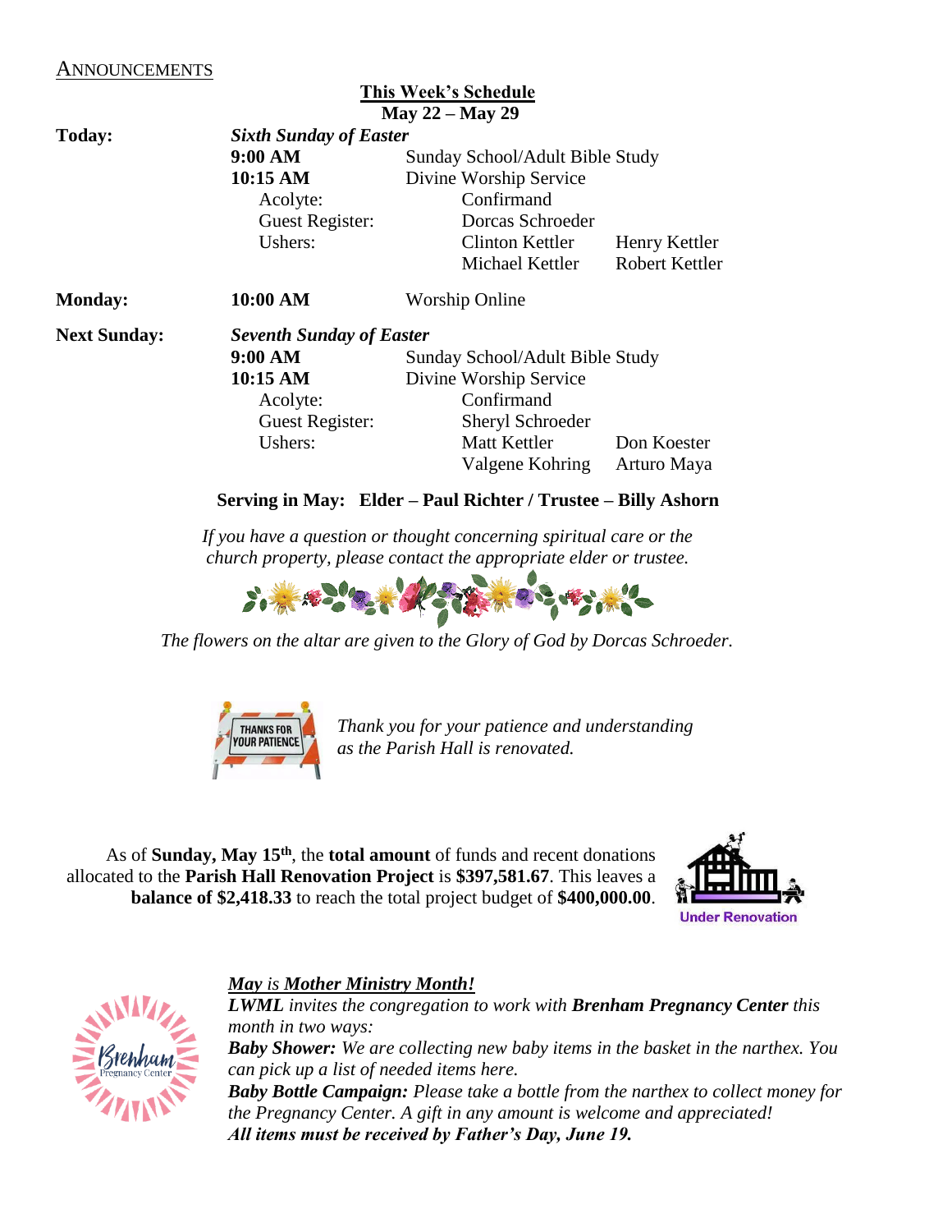## ANNOUNCEMENTS

### This Week's Schedule
**May 22 – May 29**

**Today:** ***Sixth Sunday of Easter***

| | | | |
|---|---|---|---|
| **9:00 AM** | Sunday School/Adult Bible Study | | |
| **10:15 AM** | Divine Worship Service | | |
| Acolyte: | | Confirmand | |
| Guest Register: | | Dorcas Schroeder | |
| Ushers: | | Clinton Kettler | Henry Kettler |
| | | Michael Kettler | Robert Kettler |

**Monday:** **10:00 AM** Worship Online

**Next Sunday:** ***Seventh Sunday of Easter***

| | | | |
|---|---|---|---|
| **9:00 AM** | Sunday School/Adult Bible Study | | |
| **10:15 AM** | Divine Worship Service | | |
| Acolyte: | | Confirmand | |
| Guest Register: | | Sheryl Schroeder | |
| Ushers: | | Matt Kettler | Don Koester |
| | | Valgene Kohring | Arturo Maya |

**Serving in May: Elder – Paul Richter / Trustee – Billy Ashorn**

*If you have a question or thought concerning spiritual care or the church property, please contact the appropriate elder or trustee.*

*The flowers on the altar are given to the Glory of God by Dorcas Schroeder.*

*Thank you for your patience and understanding as the Parish Hall is renovated.*

As of **Sunday, May 15th**, the **total amount** of funds and recent donations allocated to the **Parish Hall Renovation Project** is **$397,581.67**. This leaves a **balance of $2,418.33** to reach the total project budget of **$400,000.00**.

***May** is **Mother Ministry Month!***

***LWML** invites the congregation to work with **Brenham Pregnancy Center** this month in two ways:*

***Baby Shower:** We are collecting new baby items in the basket in the narthex. You can pick up a list of needed items here.*

***Baby Bottle Campaign:** Please take a bottle from the narthex to collect money for the Pregnancy Center. A gift in any amount is welcome and appreciated!*

***All items must be received by Father's Day, June 19.***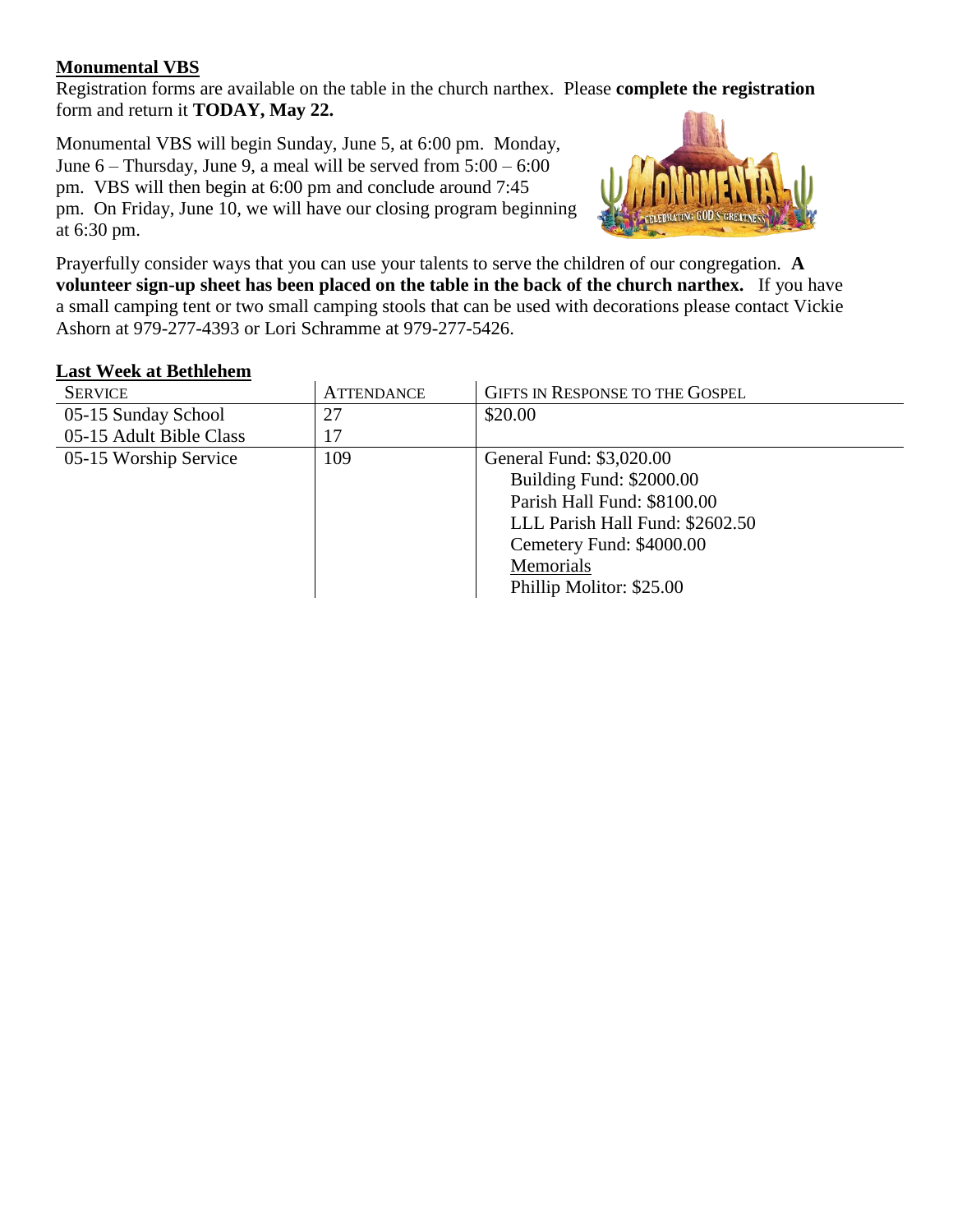**Monumental VBS**

Registration forms are available on the table in the church narthex. Please **complete the registration** form and return it **TODAY, May 22.**

Monumental VBS will begin Sunday, June 5, at 6:00 pm. Monday, June 6 – Thursday, June 9, a meal will be served from 5:00 – 6:00 pm. VBS will then begin at 6:00 pm and conclude around 7:45 pm. On Friday, June 10, we will have our closing program beginning at 6:30 pm.

Prayerfully consider ways that you can use your talents to serve the children of our congregation. **A volunteer sign-up sheet has been placed on the table in the back of the church narthex.** If you have a small camping tent or two small camping stools that can be used with decorations please contact Vickie Ashorn at 979-277-4393 or Lori Schramme at 979-277-5426.

**Last Week at Bethlehem**

| SERVICE | ATTENDANCE | GIFTS IN RESPONSE TO THE GOSPEL |
|---|---|---|
| 05-15 Sunday School | 27 | $20.00 |
| 05-15 Adult Bible Class | 17 | |
| 05-15 Worship Service | 109 | General Fund: $3,020.00<br>Building Fund: $2000.00<br>Parish Hall Fund: $8100.00<br>LLL Parish Hall Fund: $2602.50<br>Cemetery Fund: $4000.00<br>Memorials<br>Phillip Molitor: $25.00 |